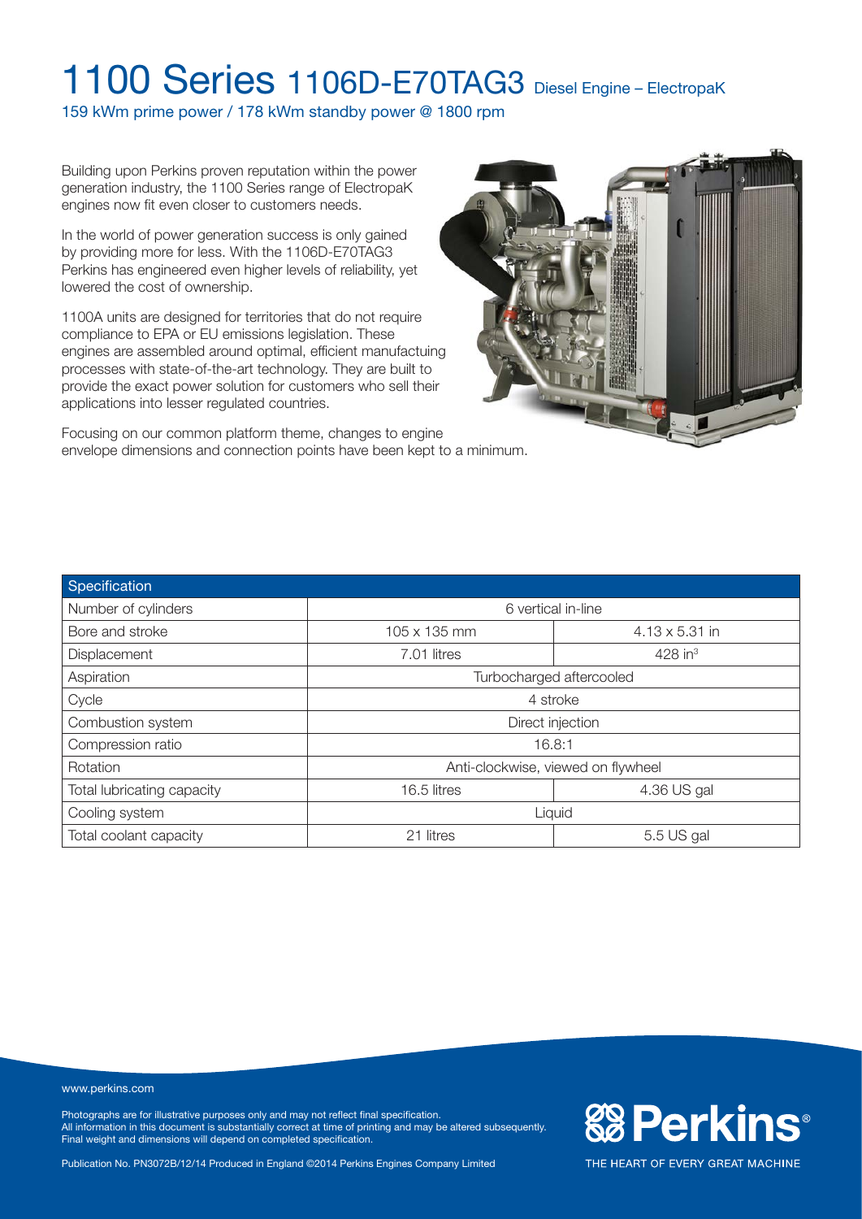# 1100 Series 1106D-E70TAG3 Diesel Engine – ElectropaK

159 kWm prime power / 178 kWm standby power @ 1800 rpm

Building upon Perkins proven reputation within the power generation industry, the 1100 Series range of ElectropaK engines now fit even closer to customers needs.

In the world of power generation success is only gained by providing more for less. With the 1106D-E70TAG3 Perkins has engineered even higher levels of reliability, yet lowered the cost of ownership.

1100A units are designed for territories that do not require compliance to EPA or EU emissions legislation. These engines are assembled around optimal, efficient manufactuing processes with state-of-the-art technology. They are built to provide the exact power solution for customers who sell their applications into lesser regulated countries.

Focusing on our common platform theme, changes to engine envelope dimensions and connection points have been kept to a minimum.

| Specification | | |
|---|---|---|
| Number of cylinders | 6 vertical in-line | |
| Bore and stroke | 105 x 135 mm | 4.13 x 5.31 in |
| Displacement | 7.01 litres | 428 in$^3$ |
| Aspiration | Turbocharged aftercooled | |
| Cycle | 4 stroke | |
| Combustion system | Direct injection | |
| Compression ratio | 16.8:1 | |
| Rotation | Anti-clockwise, viewed on flywheel | |
| Total lubricating capacity | 16.5 litres | 4.36 US gal |
| Cooling system | Liquid | |
| Total coolant capacity | 21 litres | 5.5 US gal |

www.perkins.com

Photographs are for illustrative purposes only and may not reflect final specification.
All information in this document is substantially correct at time of printing and may be altered subsequently.
Final weight and dimensions will depend on completed specification.

Publication No. PN3072B/12/14 Produced in England ©2014 Perkins Engines Company Limited

Perkins®

THE HEART OF EVERY GREAT MACHINE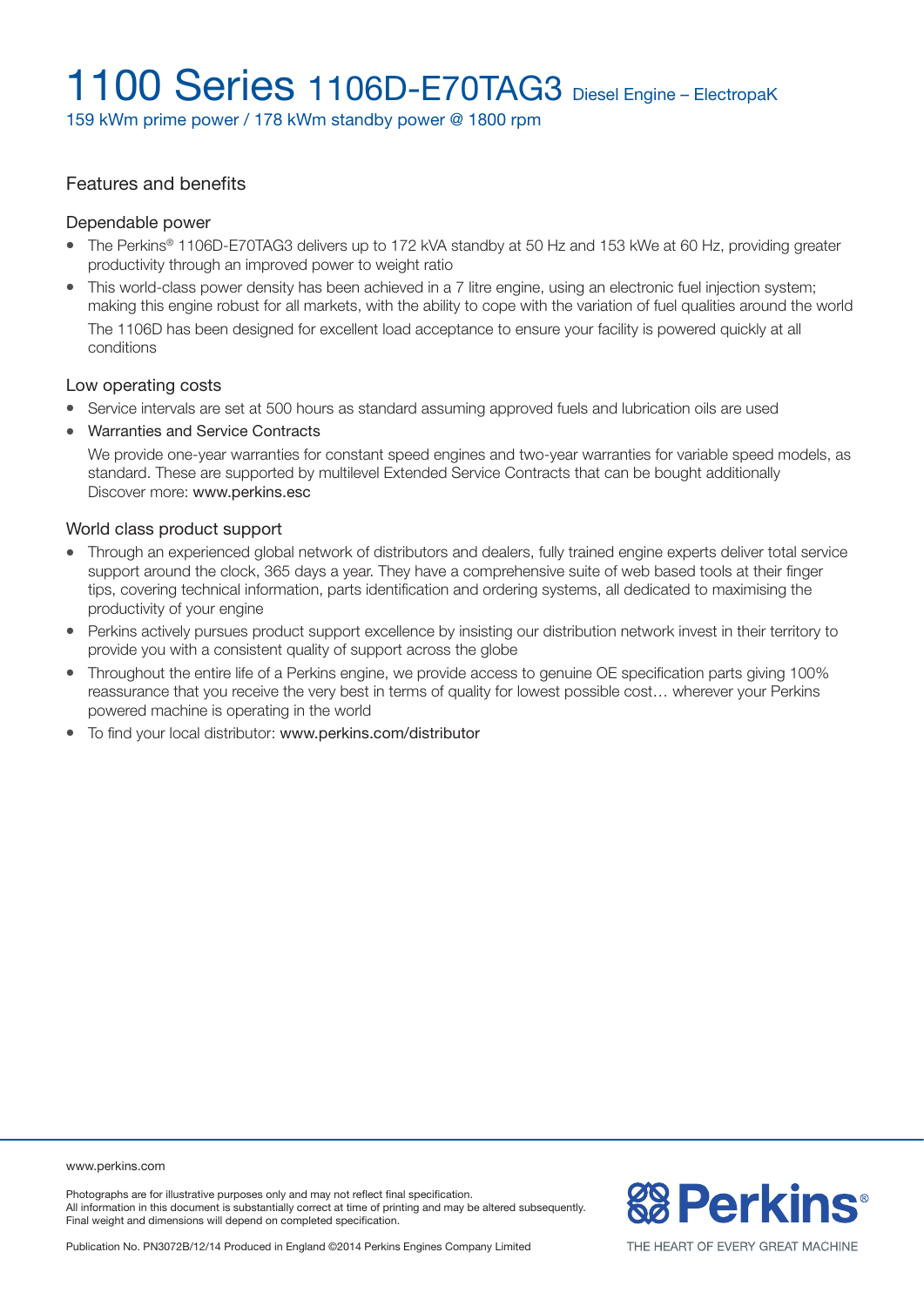# 1100 Series 1106D-E70TAG3 Diesel Engine – ElectropaK

159 kWm prime power / 178 kWm standby power @ 1800 rpm

## Features and benefits

### Dependable power

- The Perkins® 1106D-E70TAG3 delivers up to 172 kVA standby at 50 Hz and 153 kWe at 60 Hz, providing greater productivity through an improved power to weight ratio
- This world-class power density has been achieved in a 7 litre engine, using an electronic fuel injection system; making this engine robust for all markets, with the ability to cope with the variation of fuel qualities around the world

  The 1106D has been designed for excellent load acceptance to ensure your facility is powered quickly at all conditions

### Low operating costs

- Service intervals are set at 500 hours as standard assuming approved fuels and lubrication oils are used
- Warranties and Service Contracts

  We provide one-year warranties for constant speed engines and two-year warranties for variable speed models, as standard. These are supported by multilevel Extended Service Contracts that can be bought additionally
  Discover more: www.perkins.esc

### World class product support

- Through an experienced global network of distributors and dealers, fully trained engine experts deliver total service support around the clock, 365 days a year. They have a comprehensive suite of web based tools at their finger tips, covering technical information, parts identification and ordering systems, all dedicated to maximising the productivity of your engine
- Perkins actively pursues product support excellence by insisting our distribution network invest in their territory to provide you with a consistent quality of support across the globe
- Throughout the entire life of a Perkins engine, we provide access to genuine OE specification parts giving 100% reassurance that you receive the very best in terms of quality for lowest possible cost… wherever your Perkins powered machine is operating in the world
- To find your local distributor: www.perkins.com/distributor

www.perkins.com

Photographs are for illustrative purposes only and may not reflect final specification.
All information in this document is substantially correct at time of printing and may be altered subsequently.
Final weight and dimensions will depend on completed specification.

Publication No. PN3072B/12/14 Produced in England ©2014 Perkins Engines Company Limited

Perkins®

THE HEART OF EVERY GREAT MACHINE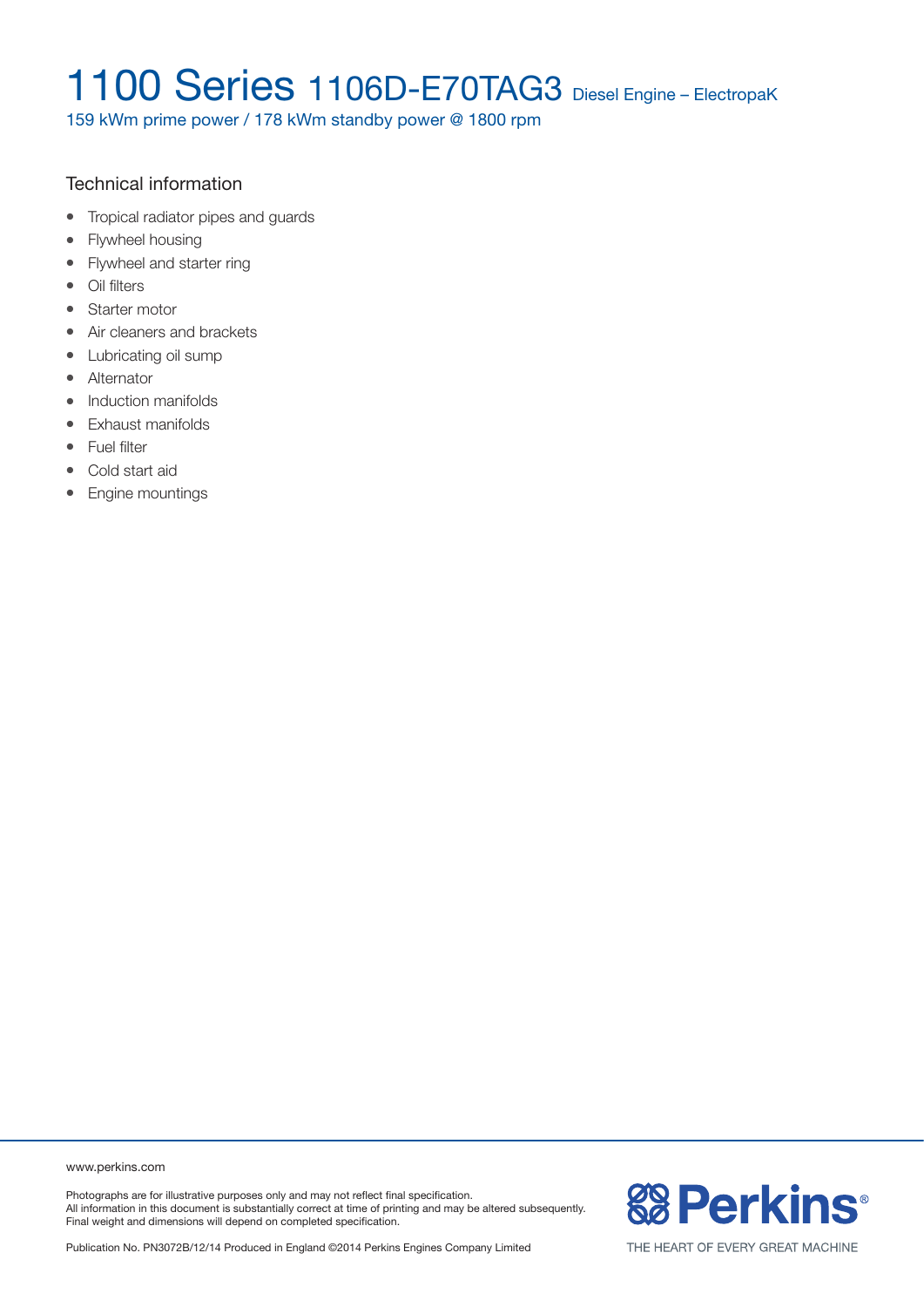# 1100 Series 1106D-E70TAG3 Diesel Engine – ElectropaK

159 kWm prime power / 178 kWm standby power @ 1800 rpm

## Technical information

- Tropical radiator pipes and guards
- Flywheel housing
- Flywheel and starter ring
- Oil filters
- Starter motor
- Air cleaners and brackets
- Lubricating oil sump
- Alternator
- Induction manifolds
- Exhaust manifolds
- Fuel filter
- Cold start aid
- Engine mountings

www.perkins.com

Photographs are for illustrative purposes only and may not reflect final specification.
All information in this document is substantially correct at time of printing and may be altered subsequently.
Final weight and dimensions will depend on completed specification.

Publication No. PN3072B/12/14 Produced in England ©2014 Perkins Engines Company Limited

Perkins®

THE HEART OF EVERY GREAT MACHINE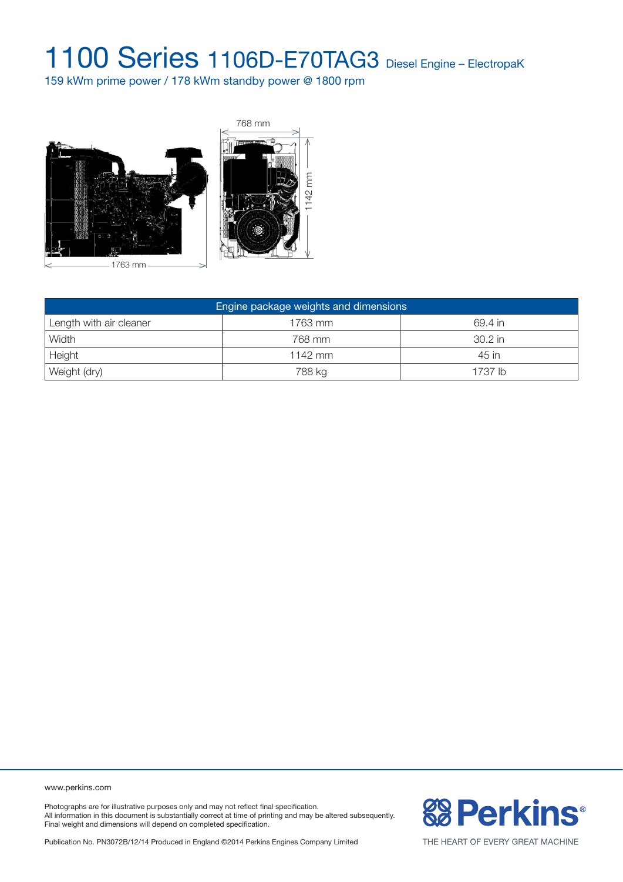# 1100 Series 1106D-E70TAG3 Diesel Engine – ElectropaK

159 kWm prime power / 178 kWm standby power @ 1800 rpm

| Engine package weights and dimensions | | |
|---|---|---|
| Length with air cleaner | 1763 mm | 69.4 in |
| Width | 768 mm | 30.2 in |
| Height | 1142 mm | 45 in |
| Weight (dry) | 788 kg | 1737 lb |

www.perkins.com

Photographs are for illustrative purposes only and may not reflect final specification.
All information in this document is substantially correct at time of printing and may be altered subsequently.
Final weight and dimensions will depend on completed specification.

Publication No. PN3072B/12/14 Produced in England ©2014 Perkins Engines Company Limited

Perkins® THE HEART OF EVERY GREAT MACHINE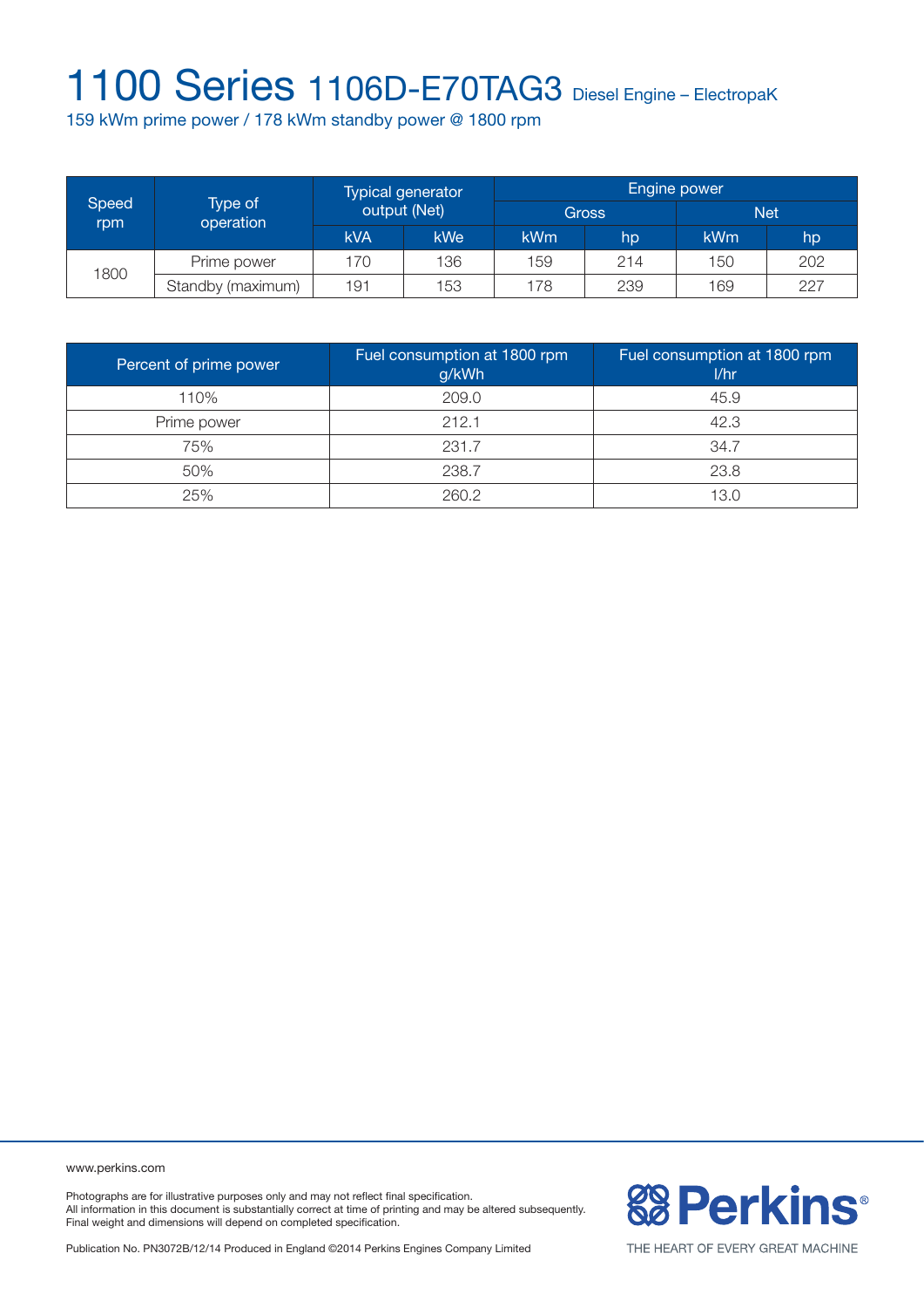# 1100 Series 1106D-E70TAG3 Diesel Engine – ElectropaK

159 kWm prime power / 178 kWm standby power @ 1800 rpm

| Speed rpm | Type of operation | Typical generator output (Net) | | Engine power | | | |
|---|---|---|---|---|---|---|---|
| | | | | Gross | | Net | |
| | | kVA | kWe | kWm | hp | kWm | hp |
| 1800 | Prime power | 170 | 136 | 159 | 214 | 150 | 202 |
| | Standby (maximum) | 191 | 153 | 178 | 239 | 169 | 227 |

| Percent of prime power | Fuel consumption at 1800 rpm g/kWh | Fuel consumption at 1800 rpm l/hr |
|---|---|---|
| 110% | 209.0 | 45.9 |
| Prime power | 212.1 | 42.3 |
| 75% | 231.7 | 34.7 |
| 50% | 238.7 | 23.8 |
| 25% | 260.2 | 13.0 |

www.perkins.com

Photographs are for illustrative purposes only and may not reflect final specification.
All information in this document is substantially correct at time of printing and may be altered subsequently.
Final weight and dimensions will depend on completed specification.

Publication No. PN3072B/12/14 Produced in England ©2014 Perkins Engines Company Limited

Perkins®

THE HEART OF EVERY GREAT MACHINE